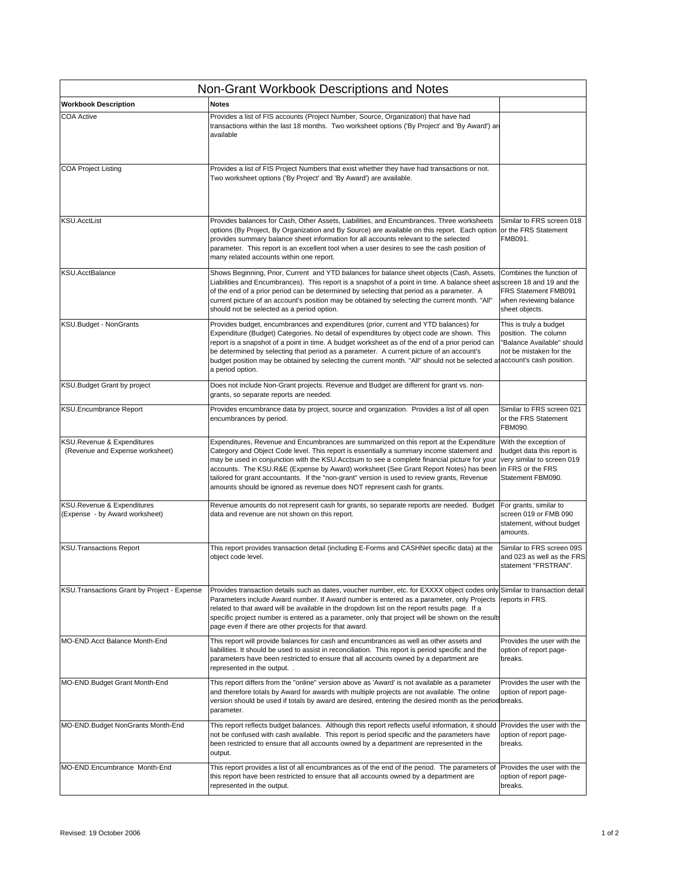| Non-Grant Workbook Descriptions and Notes | | |
|---|---|---|
| **Workbook Description** | **Notes** | |
| COA Active | Provides a list of FIS accounts (Project Number, Source, Organization) that have had transactions within the last 18 months. Two worksheet options ('By Project' and 'By Award') are available | |
| COA Project Listing | Provides a list of FIS Project Numbers that exist whether they have had transactions or not. Two worksheet options ('By Project' and 'By Award') are available. | |
| KSU.AcctList | Provides balances for Cash, Other Assets, Liabilities, and Encumbrances. Three worksheets options (By Project, By Organization and By Source) are available on this report. Each option provides summary balance sheet information for all accounts relevant to the selected parameter. This report is an excellent tool when a user desires to see the cash position of many related accounts within one report. | Similar to FRS screen 018 or the FRS Statement FMB091. |
| KSU.AcctBalance | Shows Beginning, Prior, Current and YTD balances for balance sheet objects (Cash, Assets, Liabilities and Encumbrances). This report is a snapshot of a point in time. A balance sheet as of the end of a prior period can be determined by selecting that period as a parameter. A current picture of an account's position may be obtained by selecting the current month. "All" should not be selected as a period option. | Combines the function of screen 18 and 19 and the FRS Statement FMB091 when reviewing balance sheet objects. |
| KSU.Budget - NonGrants | Provides budget, encumbrances and expenditures (prior, current and YTD balances) for Expenditure (Budget) Categories. No detail of expenditures by object code are shown. This report is a snapshot of a point in time. A budget worksheet as of the end of a prior period can be determined by selecting that period as a parameter. A current picture of an account's budget position may be obtained by selecting the current month. "All" should not be selected as a period option. | This is truly a budget position. The column "Balance Available" should not be mistaken for the account's cash position. |
| KSU.Budget Grant by project | Does not include Non-Grant projects. Revenue and Budget are different for grant vs. non-grants, so separate reports are needed. | |
| KSU.Encumbrance Report | Provides encumbrance data by project, source and organization. Provides a list of all open encumbrances by period. | Similar to FRS screen 021 or the FRS Statement FBM090. |
| KSU.Revenue & Expenditures (Revenue and Expense worksheet) | Expenditures, Revenue and Encumbrances are summarized on this report at the Expenditure Category and Object Code level. This report is essentially a summary income statement and may be used in conjunction with the KSU.Acctsum to see a complete financial picture for your accounts. The KSU.R&E (Expense by Award) worksheet (See Grant Report Notes) has been tailored for grant accountants. If the "non-grant" version is used to review grants, Revenue amounts should be ignored as revenue does NOT represent cash for grants. | With the exception of budget data this report is very similar to screen 019 in FRS or the FRS Statement FBM090. |
| KSU.Revenue & Expenditures (Expense - by Award worksheet) | Revenue amounts do not represent cash for grants, so separate reports are needed. Budget data and revenue are not shown on this report. | For grants, similar to screen 019 or FMB 090 statement, without budget amounts. |
| KSU.Transactions Report | This report provides transaction detail (including E-Forms and CASHNet specific data) at the object code level. | Similar to FRS screen 09S and 023 as well as the FRS statement "FRSTRAN". |
| KSU.Transactions Grant by Project - Expense | Provides transaction details such as dates, voucher number, etc. for EXXXX object codes only. Parameters include Award number. If Award number is entered as a parameter, only Projects related to that award will be available in the dropdown list on the report results page. If a specific project number is entered as a parameter, only that project will be shown on the results page even if there are other projects for that award. | Similar to transaction detail reports in FRS. |
| MO-END.Acct Balance Month-End | This report will provide balances for cash and encumbrances as well as other assets and liabilities. It should be used to assist in reconciliation. This report is period specific and the parameters have been restricted to ensure that all accounts owned by a department are represented in the output. . | Provides the user with the option of report page-breaks. |
| MO-END.Budget Grant Month-End | This report differs from the "online" version above as 'Award' is not available as a parameter and therefore totals by Award for awards with multiple projects are not available. The online version should be used if totals by award are desired, entering the desired month as the period parameter. | Provides the user with the option of report page-breaks. |
| MO-END.Budget NonGrants Month-End | This report reflects budget balances. Although this report reflects useful information, it should not be confused with cash available. This report is period specific and the parameters have been restricted to ensure that all accounts owned by a department are represented in the output. | Provides the user with the option of report page-breaks. |
| MO-END.Encumbrance Month-End | This report provides a list of all encumbrances as of the end of the period. The parameters of this report have been restricted to ensure that all accounts owned by a department are represented in the output. | Provides the user with the option of report page-breaks. |

Revised: 19 October 2006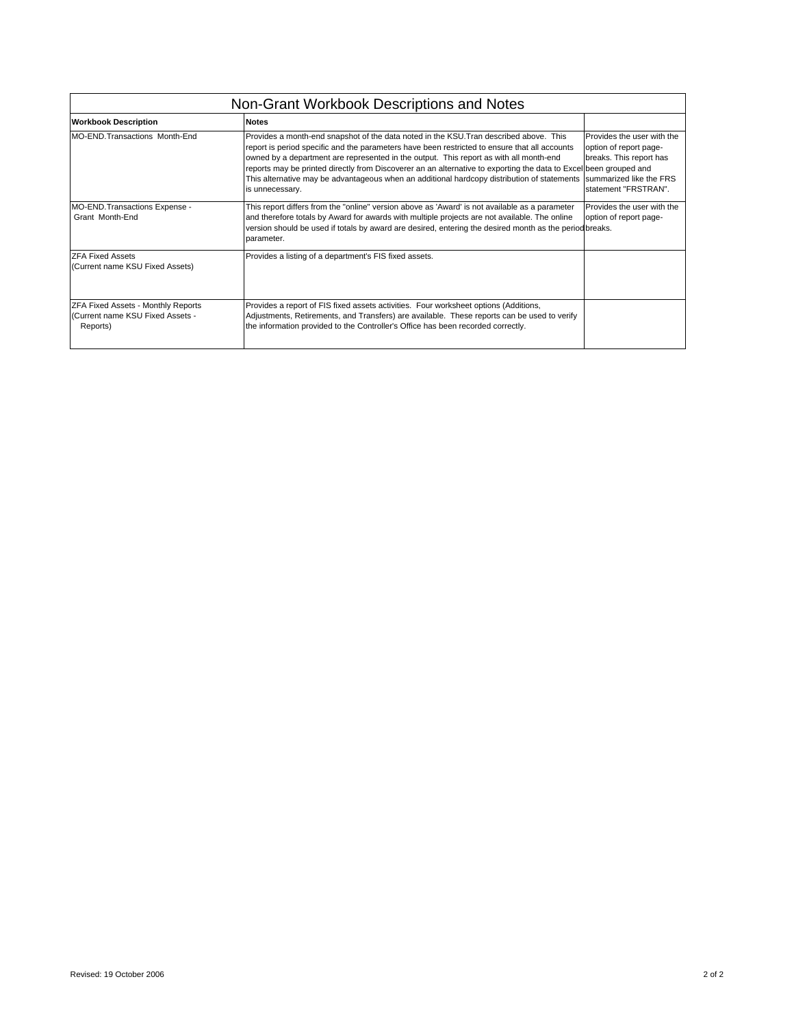| Non-Grant Workbook Descriptions and Notes | | |
|---|---|---|
| **Workbook Description** | **Notes** | |
| MO-END.Transactions Month-End | Provides a month-end snapshot of the data noted in the KSU.Tran described above. This report is period specific and the parameters have been restricted to ensure that all accounts owned by a department are represented in the output. This report as with all month-end reports may be printed directly from Discoverer an an alternative to exporting the data to Excel This alternative may be advantageous when an additional hardcopy distribution of statements is unnecessary. | Provides the user with the option of report page-breaks. This report has been grouped and summarized like the FRS statement "FRSTRAN". |
| MO-END.Transactions Expense - Grant Month-End | This report differs from the "online" version above as 'Award' is not available as a parameter and therefore totals by Award for awards with multiple projects are not available. The online version should be used if totals by award are desired, entering the desired month as the period parameter. | Provides the user with the option of report page-breaks. |
| ZFA Fixed Assets (Current name KSU Fixed Assets) | Provides a listing of a department's FIS fixed assets. | |
| ZFA Fixed Assets - Monthly Reports (Current name KSU Fixed Assets - Reports) | Provides a report of FIS fixed assets activities. Four worksheet options (Additions, Adjustments, Retirements, and Transfers) are available. These reports can be used to verify the information provided to the Controller's Office has been recorded correctly. | |

Revised: 19 October 2006